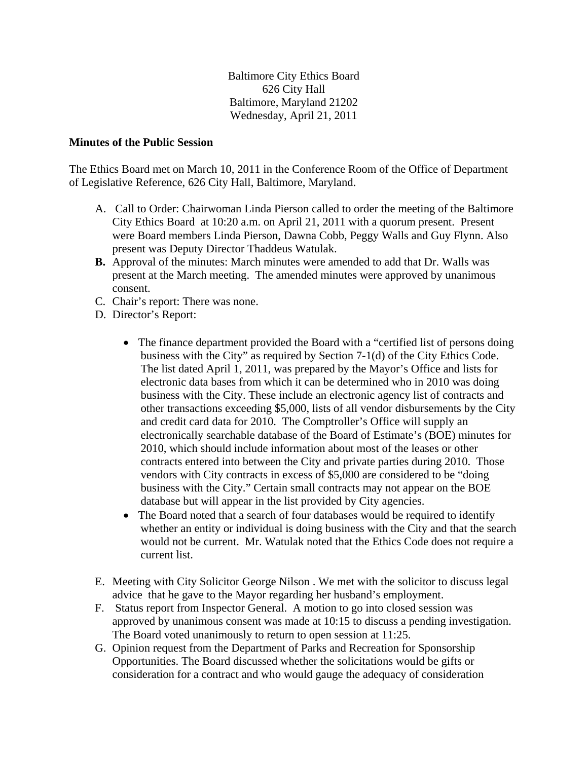Baltimore City Ethics Board
626 City Hall
Baltimore, Maryland 21202
Wednesday, April 21, 2011

**Minutes of the Public Session**

The Ethics Board met on March 10, 2011 in the Conference Room of the Office of Department of Legislative Reference, 626 City Hall, Baltimore, Maryland.

A. Call to Order: Chairwoman Linda Pierson called to order the meeting of the Baltimore City Ethics Board at 10:20 a.m. on April 21, 2011 with a quorum present. Present were Board members Linda Pierson, Dawna Cobb, Peggy Walls and Guy Flynn. Also present was Deputy Director Thaddeus Watulak.

**B.** Approval of the minutes: March minutes were amended to add that Dr. Walls was present at the March meeting. The amended minutes were approved by unanimous consent.

C. Chair's report: There was none.

D. Director's Report:

- The finance department provided the Board with a "certified list of persons doing business with the City" as required by Section 7-1(d) of the City Ethics Code. The list dated April 1, 2011, was prepared by the Mayor's Office and lists for electronic data bases from which it can be determined who in 2010 was doing business with the City. These include an electronic agency list of contracts and other transactions exceeding $5,000, lists of all vendor disbursements by the City and credit card data for 2010. The Comptroller's Office will supply an electronically searchable database of the Board of Estimate's (BOE) minutes for 2010, which should include information about most of the leases or other contracts entered into between the City and private parties during 2010. Those vendors with City contracts in excess of $5,000 are considered to be "doing business with the City." Certain small contracts may not appear on the BOE database but will appear in the list provided by City agencies.
- The Board noted that a search of four databases would be required to identify whether an entity or individual is doing business with the City and that the search would not be current. Mr. Watulak noted that the Ethics Code does not require a current list.

E. Meeting with City Solicitor George Nilson . We met with the solicitor to discuss legal advice that he gave to the Mayor regarding her husband's employment.

F. Status report from Inspector General. A motion to go into closed session was approved by unanimous consent was made at 10:15 to discuss a pending investigation. The Board voted unanimously to return to open session at 11:25.

G. Opinion request from the Department of Parks and Recreation for Sponsorship Opportunities. The Board discussed whether the solicitations would be gifts or consideration for a contract and who would gauge the adequacy of consideration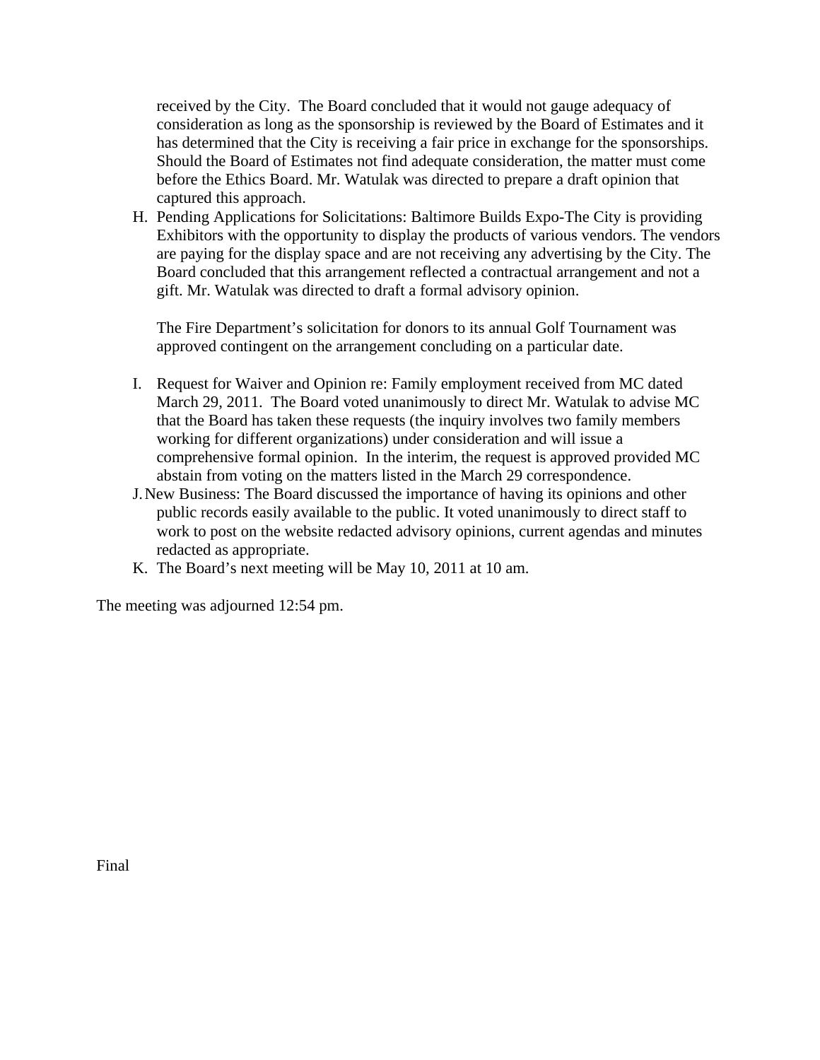received by the City. The Board concluded that it would not gauge adequacy of consideration as long as the sponsorship is reviewed by the Board of Estimates and it has determined that the City is receiving a fair price in exchange for the sponsorships. Should the Board of Estimates not find adequate consideration, the matter must come before the Ethics Board. Mr. Watulak was directed to prepare a draft opinion that captured this approach.

H. Pending Applications for Solicitations: Baltimore Builds Expo-The City is providing Exhibitors with the opportunity to display the products of various vendors. The vendors are paying for the display space and are not receiving any advertising by the City. The Board concluded that this arrangement reflected a contractual arrangement and not a gift. Mr. Watulak was directed to draft a formal advisory opinion.

   The Fire Department's solicitation for donors to its annual Golf Tournament was approved contingent on the arrangement concluding on a particular date.

I. Request for Waiver and Opinion re: Family employment received from MC dated March 29, 2011. The Board voted unanimously to direct Mr. Watulak to advise MC that the Board has taken these requests (the inquiry involves two family members working for different organizations) under consideration and will issue a comprehensive formal opinion. In the interim, the request is approved provided MC abstain from voting on the matters listed in the March 29 correspondence.

J. New Business: The Board discussed the importance of having its opinions and other public records easily available to the public. It voted unanimously to direct staff to work to post on the website redacted advisory opinions, current agendas and minutes redacted as appropriate.

K. The Board's next meeting will be May 10, 2011 at 10 am.

The meeting was adjourned 12:54 pm.

Final